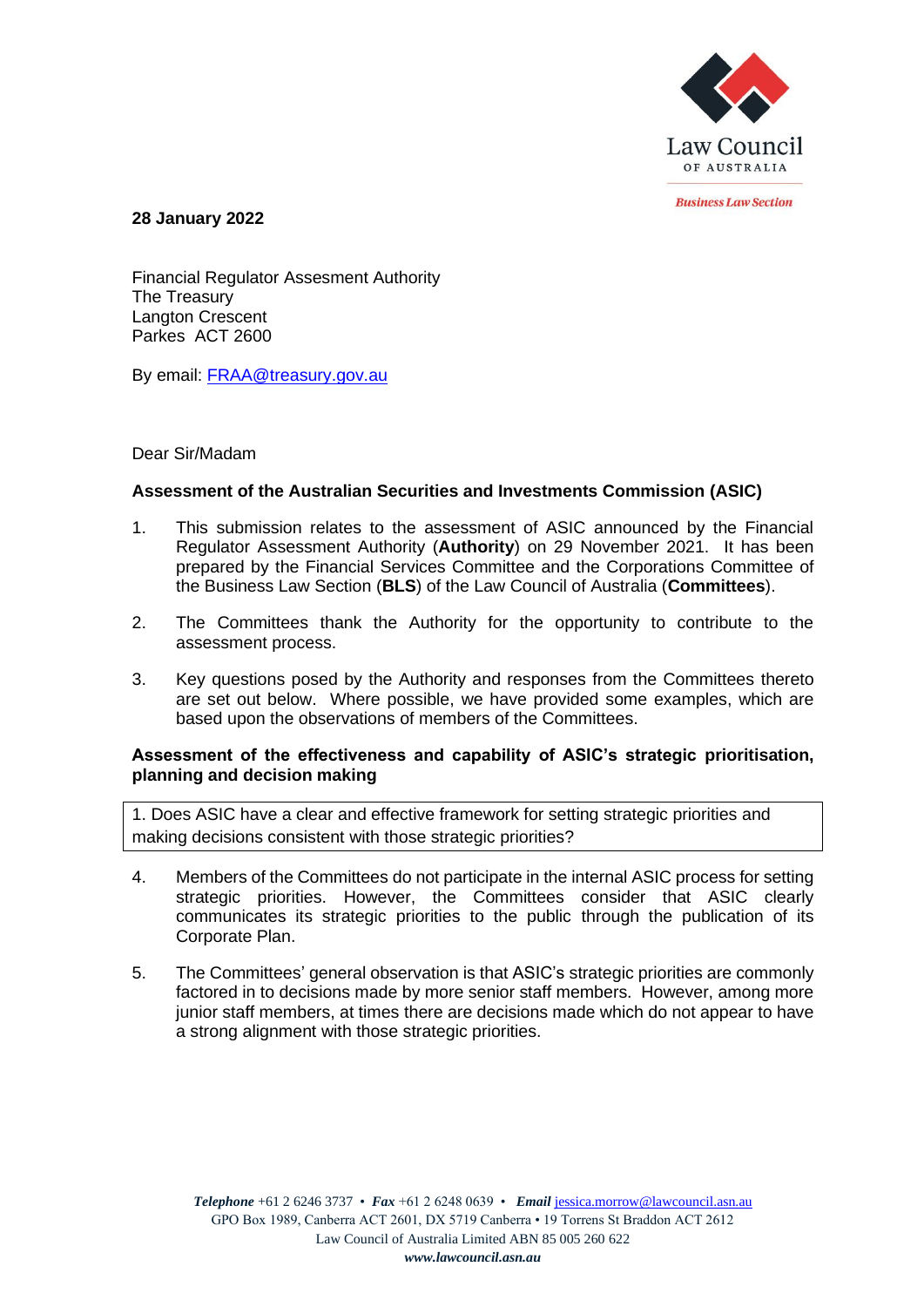Law Council OF AUSTRALIA

*Business Law Section*

**28 January 2022**

Financial Regulator Assessment Authority
The Treasury
Langton Crescent
Parkes ACT 2600

By email: FRAA@treasury.gov.au

Dear Sir/Madam

**Assessment of the Australian Securities and Investments Commission (ASIC)**

1. This submission relates to the assessment of ASIC announced by the Financial Regulator Assessment Authority (**Authority**) on 29 November 2021. It has been prepared by the Financial Services Committee and the Corporations Committee of the Business Law Section (**BLS**) of the Law Council of Australia (**Committees**).

2. The Committees thank the Authority for the opportunity to contribute to the assessment process.

3. Key questions posed by the Authority and responses from the Committees thereto are set out below. Where possible, we have provided some examples, which are based upon the observations of members of the Committees.

**Assessment of the effectiveness and capability of ASIC's strategic prioritisation, planning and decision making**

> 1. Does ASIC have a clear and effective framework for setting strategic priorities and making decisions consistent with those strategic priorities?

4. Members of the Committees do not participate in the internal ASIC process for setting strategic priorities. However, the Committees consider that ASIC clearly communicates its strategic priorities to the public through the publication of its Corporate Plan.

5. The Committees' general observation is that ASIC's strategic priorities are commonly factored in to decisions made by more senior staff members. However, among more junior staff members, at times there are decisions made which do not appear to have a strong alignment with those strategic priorities.

*Telephone* +61 2 6246 3737 • *Fax* +61 2 6248 0639 • *Email* jessica.morrow@lawcouncil.asn.au
GPO Box 1989, Canberra ACT 2601, DX 5719 Canberra • 19 Torrens St Braddon ACT 2612
Law Council of Australia Limited ABN 85 005 260 622
*www.lawcouncil.asn.au*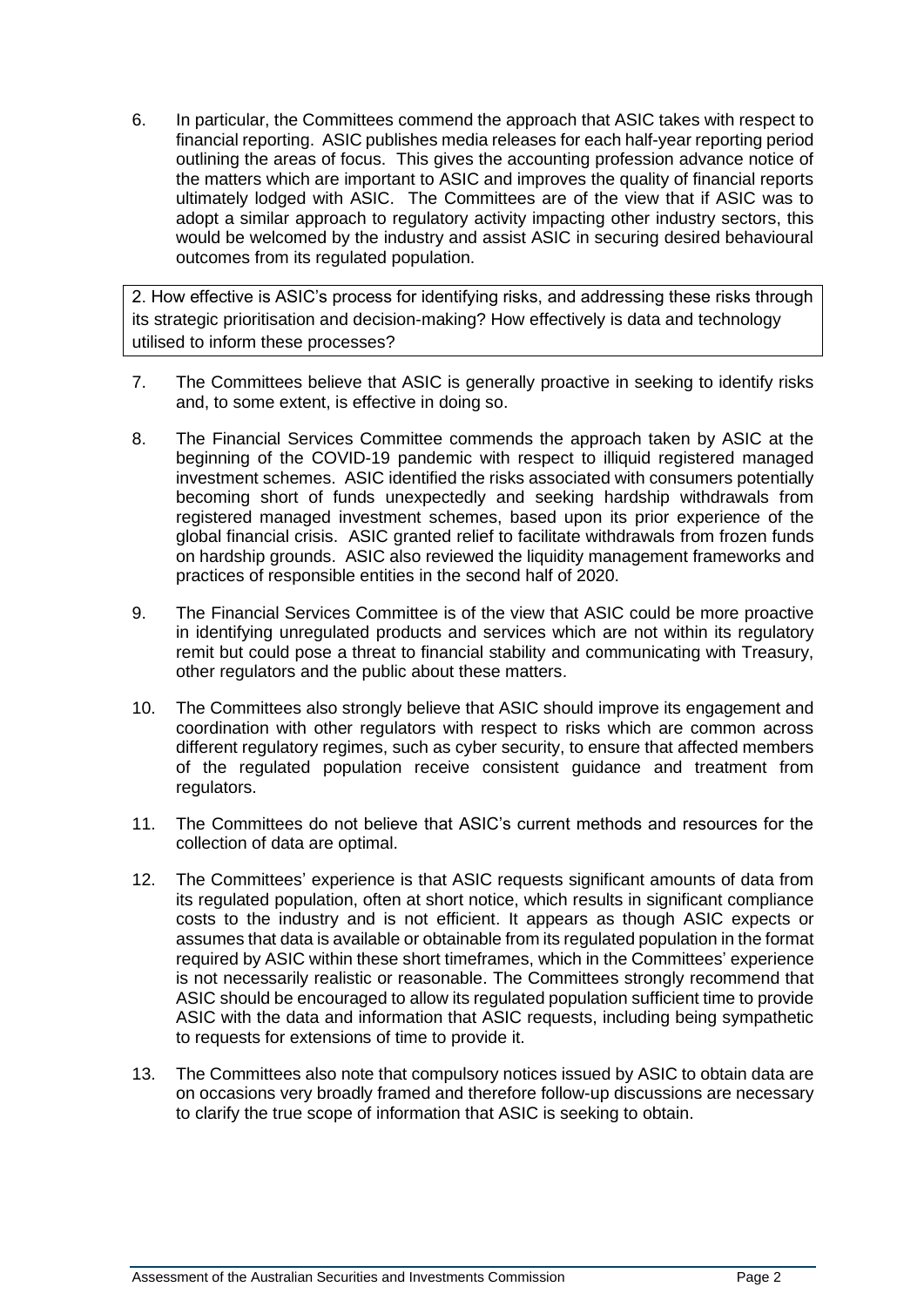6. In particular, the Committees commend the approach that ASIC takes with respect to financial reporting. ASIC publishes media releases for each half-year reporting period outlining the areas of focus. This gives the accounting profession advance notice of the matters which are important to ASIC and improves the quality of financial reports ultimately lodged with ASIC. The Committees are of the view that if ASIC was to adopt a similar approach to regulatory activity impacting other industry sectors, this would be welcomed by the industry and assist ASIC in securing desired behavioural outcomes from its regulated population.

> 2. How effective is ASIC's process for identifying risks, and addressing these risks through its strategic prioritisation and decision-making? How effectively is data and technology utilised to inform these processes?

7. The Committees believe that ASIC is generally proactive in seeking to identify risks and, to some extent, is effective in doing so.

8. The Financial Services Committee commends the approach taken by ASIC at the beginning of the COVID-19 pandemic with respect to illiquid registered managed investment schemes. ASIC identified the risks associated with consumers potentially becoming short of funds unexpectedly and seeking hardship withdrawals from registered managed investment schemes, based upon its prior experience of the global financial crisis. ASIC granted relief to facilitate withdrawals from frozen funds on hardship grounds. ASIC also reviewed the liquidity management frameworks and practices of responsible entities in the second half of 2020.

9. The Financial Services Committee is of the view that ASIC could be more proactive in identifying unregulated products and services which are not within its regulatory remit but could pose a threat to financial stability and communicating with Treasury, other regulators and the public about these matters.

10. The Committees also strongly believe that ASIC should improve its engagement and coordination with other regulators with respect to risks which are common across different regulatory regimes, such as cyber security, to ensure that affected members of the regulated population receive consistent guidance and treatment from regulators.

11. The Committees do not believe that ASIC's current methods and resources for the collection of data are optimal.

12. The Committees' experience is that ASIC requests significant amounts of data from its regulated population, often at short notice, which results in significant compliance costs to the industry and is not efficient. It appears as though ASIC expects or assumes that data is available or obtainable from its regulated population in the format required by ASIC within these short timeframes, which in the Committees' experience is not necessarily realistic or reasonable. The Committees strongly recommend that ASIC should be encouraged to allow its regulated population sufficient time to provide ASIC with the data and information that ASIC requests, including being sympathetic to requests for extensions of time to provide it.

13. The Committees also note that compulsory notices issued by ASIC to obtain data are on occasions very broadly framed and therefore follow-up discussions are necessary to clarify the true scope of information that ASIC is seeking to obtain.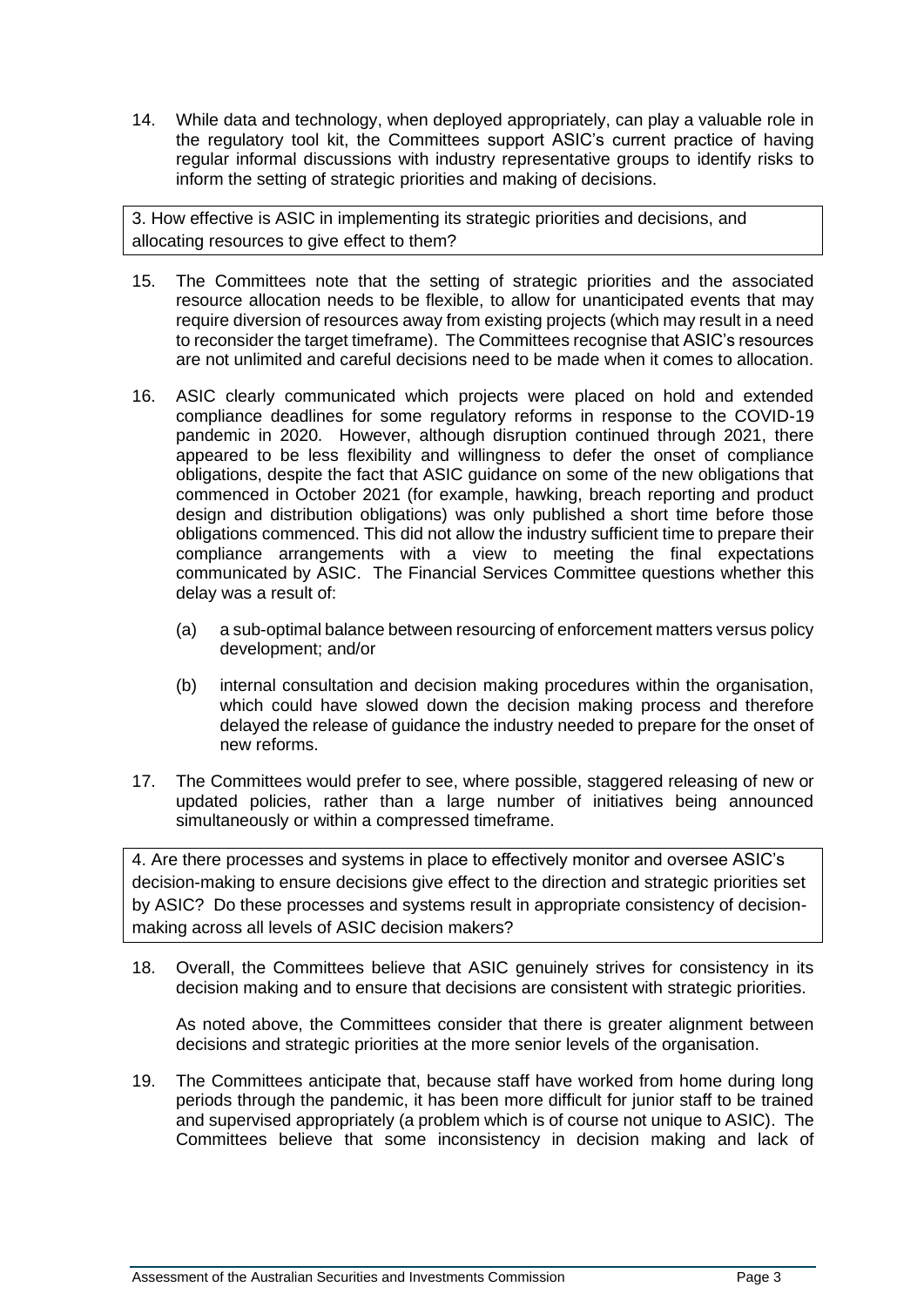14. While data and technology, when deployed appropriately, can play a valuable role in the regulatory tool kit, the Committees support ASIC's current practice of having regular informal discussions with industry representative groups to identify risks to inform the setting of strategic priorities and making of decisions.

> 3. How effective is ASIC in implementing its strategic priorities and decisions, and allocating resources to give effect to them?

15. The Committees note that the setting of strategic priorities and the associated resource allocation needs to be flexible, to allow for unanticipated events that may require diversion of resources away from existing projects (which may result in a need to reconsider the target timeframe). The Committees recognise that ASIC's resources are not unlimited and careful decisions need to be made when it comes to allocation.

16. ASIC clearly communicated which projects were placed on hold and extended compliance deadlines for some regulatory reforms in response to the COVID-19 pandemic in 2020. However, although disruption continued through 2021, there appeared to be less flexibility and willingness to defer the onset of compliance obligations, despite the fact that ASIC guidance on some of the new obligations that commenced in October 2021 (for example, hawking, breach reporting and product design and distribution obligations) was only published a short time before those obligations commenced. This did not allow the industry sufficient time to prepare their compliance arrangements with a view to meeting the final expectations communicated by ASIC. The Financial Services Committee questions whether this delay was a result of:

    (a) a sub-optimal balance between resourcing of enforcement matters versus policy development; and/or

    (b) internal consultation and decision making procedures within the organisation, which could have slowed down the decision making process and therefore delayed the release of guidance the industry needed to prepare for the onset of new reforms.

17. The Committees would prefer to see, where possible, staggered releasing of new or updated policies, rather than a large number of initiatives being announced simultaneously or within a compressed timeframe.

> 4. Are there processes and systems in place to effectively monitor and oversee ASIC's decision-making to ensure decisions give effect to the direction and strategic priorities set by ASIC? Do these processes and systems result in appropriate consistency of decision-making across all levels of ASIC decision makers?

18. Overall, the Committees believe that ASIC genuinely strives for consistency in its decision making and to ensure that decisions are consistent with strategic priorities.

    As noted above, the Committees consider that there is greater alignment between decisions and strategic priorities at the more senior levels of the organisation.

19. The Committees anticipate that, because staff have worked from home during long periods through the pandemic, it has been more difficult for junior staff to be trained and supervised appropriately (a problem which is of course not unique to ASIC). The Committees believe that some inconsistency in decision making and lack of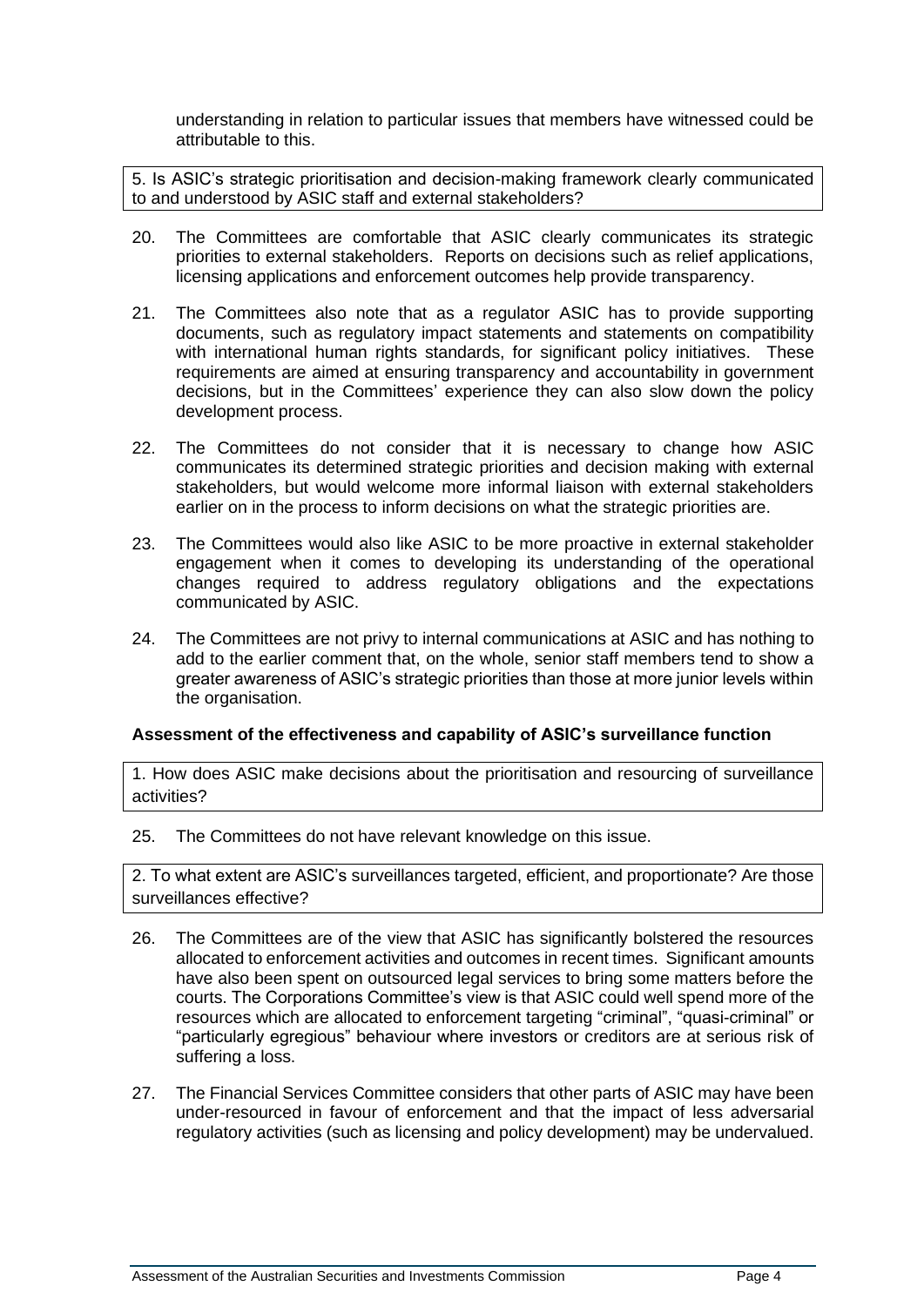understanding in relation to particular issues that members have witnessed could be attributable to this.

5. Is ASIC's strategic prioritisation and decision-making framework clearly communicated to and understood by ASIC staff and external stakeholders?

20. The Committees are comfortable that ASIC clearly communicates its strategic priorities to external stakeholders. Reports on decisions such as relief applications, licensing applications and enforcement outcomes help provide transparency.

21. The Committees also note that as a regulator ASIC has to provide supporting documents, such as regulatory impact statements and statements on compatibility with international human rights standards, for significant policy initiatives. These requirements are aimed at ensuring transparency and accountability in government decisions, but in the Committees' experience they can also slow down the policy development process.

22. The Committees do not consider that it is necessary to change how ASIC communicates its determined strategic priorities and decision making with external stakeholders, but would welcome more informal liaison with external stakeholders earlier on in the process to inform decisions on what the strategic priorities are.

23. The Committees would also like ASIC to be more proactive in external stakeholder engagement when it comes to developing its understanding of the operational changes required to address regulatory obligations and the expectations communicated by ASIC.

24. The Committees are not privy to internal communications at ASIC and has nothing to add to the earlier comment that, on the whole, senior staff members tend to show a greater awareness of ASIC's strategic priorities than those at more junior levels within the organisation.

**Assessment of the effectiveness and capability of ASIC's surveillance function**

1. How does ASIC make decisions about the prioritisation and resourcing of surveillance activities?

25. The Committees do not have relevant knowledge on this issue.

2. To what extent are ASIC's surveillances targeted, efficient, and proportionate? Are those surveillances effective?

26. The Committees are of the view that ASIC has significantly bolstered the resources allocated to enforcement activities and outcomes in recent times. Significant amounts have also been spent on outsourced legal services to bring some matters before the courts. The Corporations Committee's view is that ASIC could well spend more of the resources which are allocated to enforcement targeting "criminal", "quasi-criminal" or "particularly egregious" behaviour where investors or creditors are at serious risk of suffering a loss.

27. The Financial Services Committee considers that other parts of ASIC may have been under-resourced in favour of enforcement and that the impact of less adversarial regulatory activities (such as licensing and policy development) may be undervalued.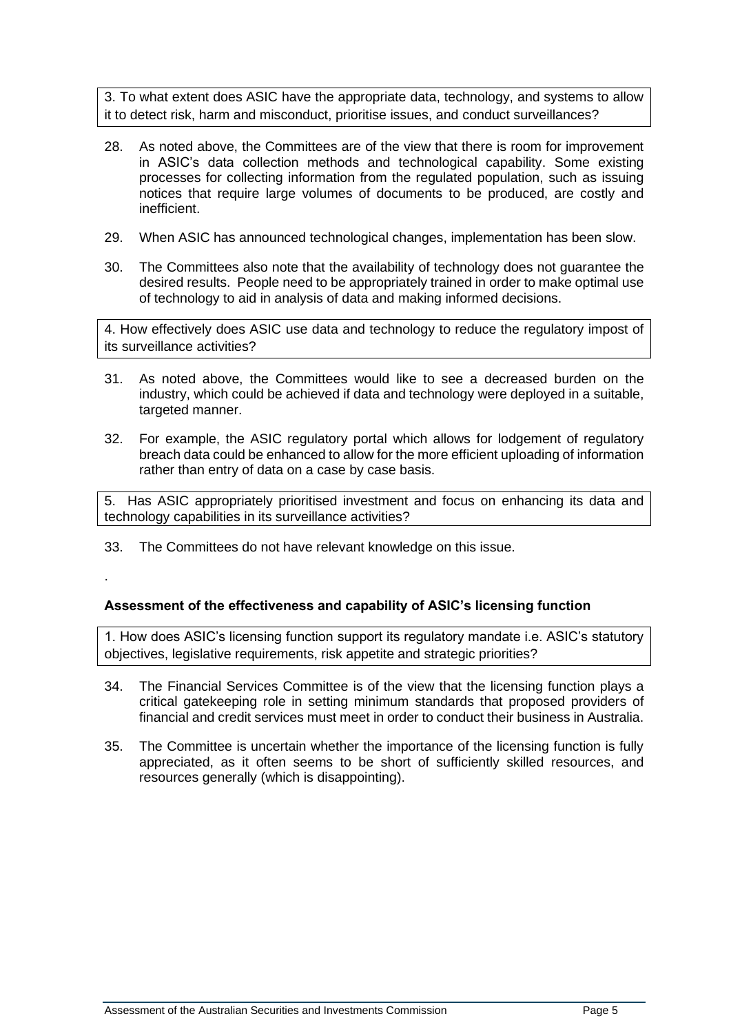3. To what extent does ASIC have the appropriate data, technology, and systems to allow it to detect risk, harm and misconduct, prioritise issues, and conduct surveillances?

28. As noted above, the Committees are of the view that there is room for improvement in ASIC's data collection methods and technological capability. Some existing processes for collecting information from the regulated population, such as issuing notices that require large volumes of documents to be produced, are costly and inefficient.

29. When ASIC has announced technological changes, implementation has been slow.

30. The Committees also note that the availability of technology does not guarantee the desired results. People need to be appropriately trained in order to make optimal use of technology to aid in analysis of data and making informed decisions.

4. How effectively does ASIC use data and technology to reduce the regulatory impost of its surveillance activities?

31. As noted above, the Committees would like to see a decreased burden on the industry, which could be achieved if data and technology were deployed in a suitable, targeted manner.

32. For example, the ASIC regulatory portal which allows for lodgement of regulatory breach data could be enhanced to allow for the more efficient uploading of information rather than entry of data on a case by case basis.

5. Has ASIC appropriately prioritised investment and focus on enhancing its data and technology capabilities in its surveillance activities?

33. The Committees do not have relevant knowledge on this issue.

.

**Assessment of the effectiveness and capability of ASIC's licensing function**

1. How does ASIC's licensing function support its regulatory mandate i.e. ASIC's statutory objectives, legislative requirements, risk appetite and strategic priorities?

34. The Financial Services Committee is of the view that the licensing function plays a critical gatekeeping role in setting minimum standards that proposed providers of financial and credit services must meet in order to conduct their business in Australia.

35. The Committee is uncertain whether the importance of the licensing function is fully appreciated, as it often seems to be short of sufficiently skilled resources, and resources generally (which is disappointing).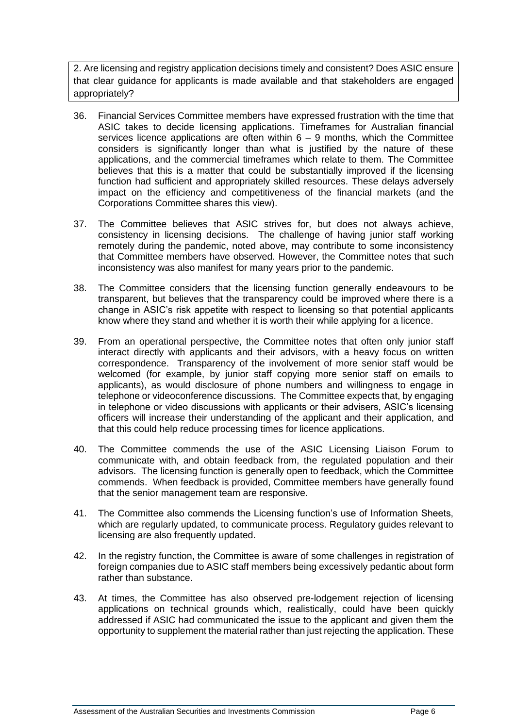2. Are licensing and registry application decisions timely and consistent? Does ASIC ensure that clear guidance for applicants is made available and that stakeholders are engaged appropriately?

36. Financial Services Committee members have expressed frustration with the time that ASIC takes to decide licensing applications. Timeframes for Australian financial services licence applications are often within 6 – 9 months, which the Committee considers is significantly longer than what is justified by the nature of these applications, and the commercial timeframes which relate to them. The Committee believes that this is a matter that could be substantially improved if the licensing function had sufficient and appropriately skilled resources. These delays adversely impact on the efficiency and competitiveness of the financial markets (and the Corporations Committee shares this view).

37. The Committee believes that ASIC strives for, but does not always achieve, consistency in licensing decisions. The challenge of having junior staff working remotely during the pandemic, noted above, may contribute to some inconsistency that Committee members have observed. However, the Committee notes that such inconsistency was also manifest for many years prior to the pandemic.

38. The Committee considers that the licensing function generally endeavours to be transparent, but believes that the transparency could be improved where there is a change in ASIC's risk appetite with respect to licensing so that potential applicants know where they stand and whether it is worth their while applying for a licence.

39. From an operational perspective, the Committee notes that often only junior staff interact directly with applicants and their advisors, with a heavy focus on written correspondence. Transparency of the involvement of more senior staff would be welcomed (for example, by junior staff copying more senior staff on emails to applicants), as would disclosure of phone numbers and willingness to engage in telephone or videoconference discussions. The Committee expects that, by engaging in telephone or video discussions with applicants or their advisers, ASIC's licensing officers will increase their understanding of the applicant and their application, and that this could help reduce processing times for licence applications.

40. The Committee commends the use of the ASIC Licensing Liaison Forum to communicate with, and obtain feedback from, the regulated population and their advisors. The licensing function is generally open to feedback, which the Committee commends. When feedback is provided, Committee members have generally found that the senior management team are responsive.

41. The Committee also commends the Licensing function's use of Information Sheets, which are regularly updated, to communicate process. Regulatory guides relevant to licensing are also frequently updated.

42. In the registry function, the Committee is aware of some challenges in registration of foreign companies due to ASIC staff members being excessively pedantic about form rather than substance.

43. At times, the Committee has also observed pre-lodgement rejection of licensing applications on technical grounds which, realistically, could have been quickly addressed if ASIC had communicated the issue to the applicant and given them the opportunity to supplement the material rather than just rejecting the application. These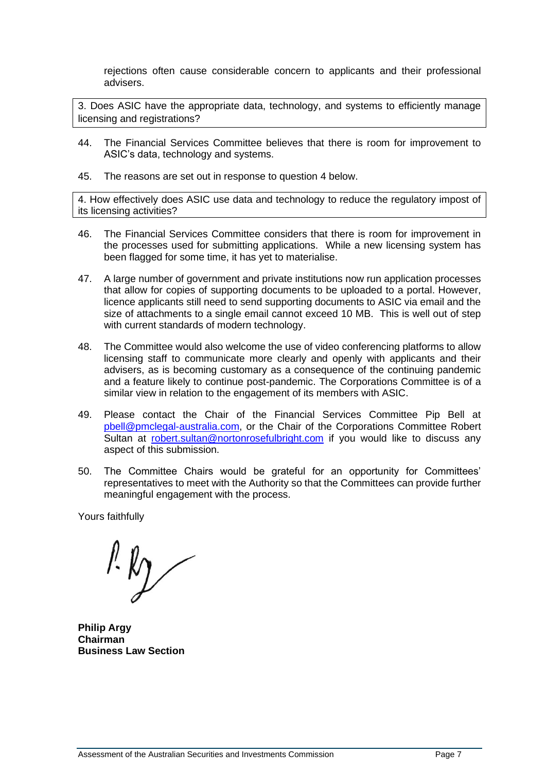rejections often cause considerable concern to applicants and their professional advisers.

3. Does ASIC have the appropriate data, technology, and systems to efficiently manage licensing and registrations?

44. The Financial Services Committee believes that there is room for improvement to ASIC's data, technology and systems.

45. The reasons are set out in response to question 4 below.

4. How effectively does ASIC use data and technology to reduce the regulatory impost of its licensing activities?

46. The Financial Services Committee considers that there is room for improvement in the processes used for submitting applications. While a new licensing system has been flagged for some time, it has yet to materialise.

47. A large number of government and private institutions now run application processes that allow for copies of supporting documents to be uploaded to a portal. However, licence applicants still need to send supporting documents to ASIC via email and the size of attachments to a single email cannot exceed 10 MB. This is well out of step with current standards of modern technology.

48. The Committee would also welcome the use of video conferencing platforms to allow licensing staff to communicate more clearly and openly with applicants and their advisers, as is becoming customary as a consequence of the continuing pandemic and a feature likely to continue post-pandemic. The Corporations Committee is of a similar view in relation to the engagement of its members with ASIC.

49. Please contact the Chair of the Financial Services Committee Pip Bell at pbell@pmclegal-australia.com, or the Chair of the Corporations Committee Robert Sultan at robert.sultan@nortonrosefulbright.com if you would like to discuss any aspect of this submission.

50. The Committee Chairs would be grateful for an opportunity for Committees' representatives to meet with the Authority so that the Committees can provide further meaningful engagement with the process.

Yours faithfully

**Philip Argy**
**Chairman**
**Business Law Section**